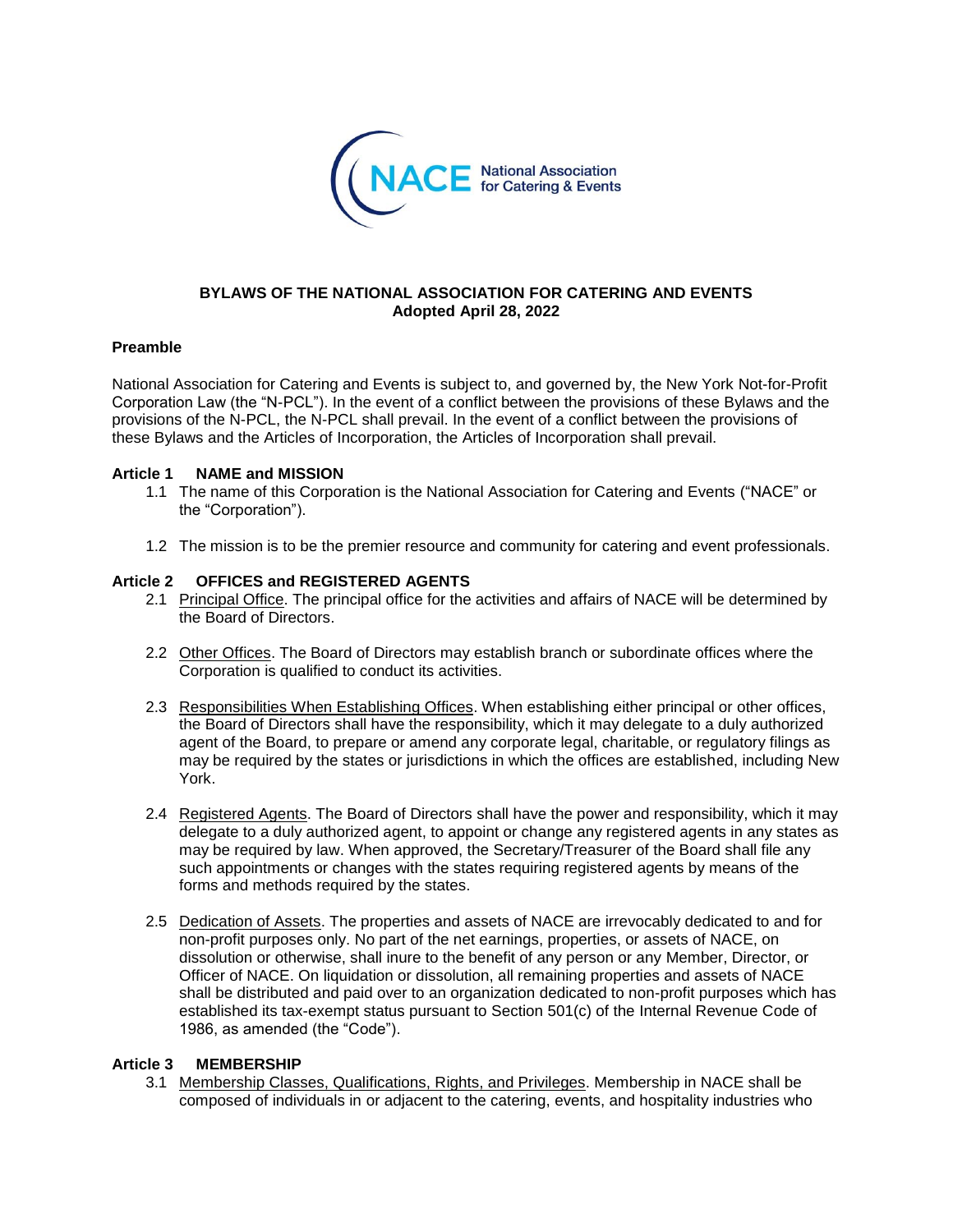# BYLAWS OF THE NATIONAL ASSOCIATION FOR CATERING AND EVENTS
**Adopted April 28, 2022**

### Preamble

National Association for Catering and Events is subject to, and governed by, the New York Not-for-Profit Corporation Law (the "N-PCL"). In the event of a conflict between the provisions of these Bylaws and the provisions of the N-PCL, the N-PCL shall prevail. In the event of a conflict between the provisions of these Bylaws and the Articles of Incorporation, the Articles of Incorporation shall prevail.

### Article 1 NAME and MISSION

1.1 The name of this Corporation is the National Association for Catering and Events ("NACE" or the "Corporation").

1.2 The mission is to be the premier resource and community for catering and event professionals.

### Article 2 OFFICES and REGISTERED AGENTS

2.1 Principal Office. The principal office for the activities and affairs of NACE will be determined by the Board of Directors.

2.2 Other Offices. The Board of Directors may establish branch or subordinate offices where the Corporation is qualified to conduct its activities.

2.3 Responsibilities When Establishing Offices. When establishing either principal or other offices, the Board of Directors shall have the responsibility, which it may delegate to a duly authorized agent of the Board, to prepare or amend any corporate legal, charitable, or regulatory filings as may be required by the states or jurisdictions in which the offices are established, including New York.

2.4 Registered Agents. The Board of Directors shall have the power and responsibility, which it may delegate to a duly authorized agent, to appoint or change any registered agents in any states as may be required by law. When approved, the Secretary/Treasurer of the Board shall file any such appointments or changes with the states requiring registered agents by means of the forms and methods required by the states.

2.5 Dedication of Assets. The properties and assets of NACE are irrevocably dedicated to and for non-profit purposes only. No part of the net earnings, properties, or assets of NACE, on dissolution or otherwise, shall inure to the benefit of any person or any Member, Director, or Officer of NACE. On liquidation or dissolution, all remaining properties and assets of NACE shall be distributed and paid over to an organization dedicated to non-profit purposes which has established its tax-exempt status pursuant to Section 501(c) of the Internal Revenue Code of 1986, as amended (the "Code").

### Article 3 MEMBERSHIP

3.1 Membership Classes, Qualifications, Rights, and Privileges. Membership in NACE shall be composed of individuals in or adjacent to the catering, events, and hospitality industries who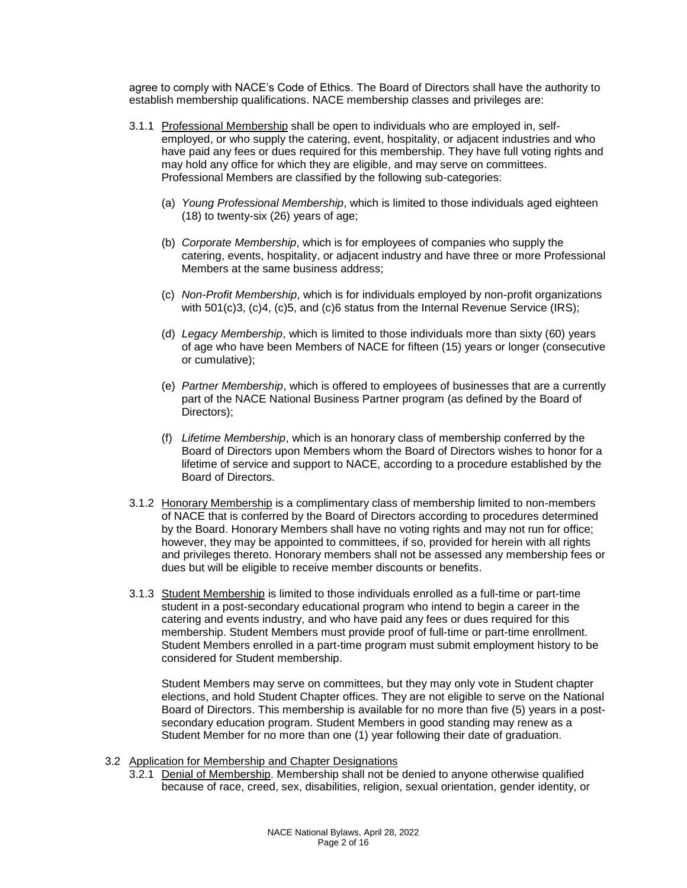agree to comply with NACE's Code of Ethics. The Board of Directors shall have the authority to establish membership qualifications. NACE membership classes and privileges are:

3.1.1 <u>Professional Membership</u> shall be open to individuals who are employed in, self-employed, or who supply the catering, event, hospitality, or adjacent industries and who have paid any fees or dues required for this membership. They have full voting rights and may hold any office for which they are eligible, and may serve on committees. Professional Members are classified by the following sub-categories:

(a) *Young Professional Membership*, which is limited to those individuals aged eighteen (18) to twenty-six (26) years of age;

(b) *Corporate Membership*, which is for employees of companies who supply the catering, events, hospitality, or adjacent industry and have three or more Professional Members at the same business address;

(c) *Non-Profit Membership*, which is for individuals employed by non-profit organizations with 501(c)3, (c)4, (c)5, and (c)6 status from the Internal Revenue Service (IRS);

(d) *Legacy Membership*, which is limited to those individuals more than sixty (60) years of age who have been Members of NACE for fifteen (15) years or longer (consecutive or cumulative);

(e) *Partner Membership*, which is offered to employees of businesses that are a currently part of the NACE National Business Partner program (as defined by the Board of Directors);

(f) *Lifetime Membership*, which is an honorary class of membership conferred by the Board of Directors upon Members whom the Board of Directors wishes to honor for a lifetime of service and support to NACE, according to a procedure established by the Board of Directors.

3.1.2 <u>Honorary Membership</u> is a complimentary class of membership limited to non-members of NACE that is conferred by the Board of Directors according to procedures determined by the Board. Honorary Members shall have no voting rights and may not run for office; however, they may be appointed to committees, if so, provided for herein with all rights and privileges thereto. Honorary members shall not be assessed any membership fees or dues but will be eligible to receive member discounts or benefits.

3.1.3 <u>Student Membership</u> is limited to those individuals enrolled as a full-time or part-time student in a post-secondary educational program who intend to begin a career in the catering and events industry, and who have paid any fees or dues required for this membership. Student Members must provide proof of full-time or part-time enrollment. Student Members enrolled in a part-time program must submit employment history to be considered for Student membership.

Student Members may serve on committees, but they may only vote in Student chapter elections, and hold Student Chapter offices. They are not eligible to serve on the National Board of Directors. This membership is available for no more than five (5) years in a post-secondary education program. Student Members in good standing may renew as a Student Member for no more than one (1) year following their date of graduation.

3.2 <u>Application for Membership and Chapter Designations</u>

3.2.1 <u>Denial of Membership</u>. Membership shall not be denied to anyone otherwise qualified because of race, creed, sex, disabilities, religion, sexual orientation, gender identity, or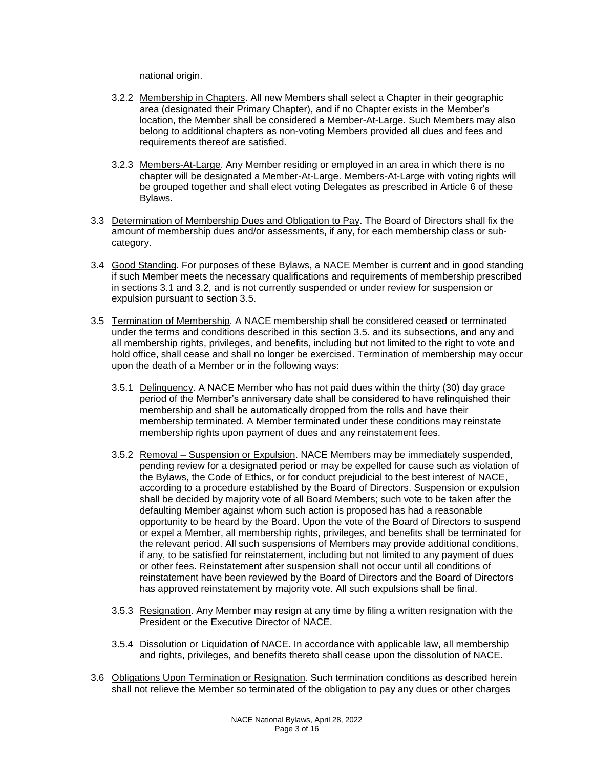national origin.

3.2.2 Membership in Chapters. All new Members shall select a Chapter in their geographic area (designated their Primary Chapter), and if no Chapter exists in the Member's location, the Member shall be considered a Member-At-Large. Such Members may also belong to additional chapters as non-voting Members provided all dues and fees and requirements thereof are satisfied.

3.2.3 Members-At-Large. Any Member residing or employed in an area in which there is no chapter will be designated a Member-At-Large. Members-At-Large with voting rights will be grouped together and shall elect voting Delegates as prescribed in Article 6 of these Bylaws.

3.3 Determination of Membership Dues and Obligation to Pay. The Board of Directors shall fix the amount of membership dues and/or assessments, if any, for each membership class or sub-category.

3.4 Good Standing. For purposes of these Bylaws, a NACE Member is current and in good standing if such Member meets the necessary qualifications and requirements of membership prescribed in sections 3.1 and 3.2, and is not currently suspended or under review for suspension or expulsion pursuant to section 3.5.

3.5 Termination of Membership. A NACE membership shall be considered ceased or terminated under the terms and conditions described in this section 3.5. and its subsections, and any and all membership rights, privileges, and benefits, including but not limited to the right to vote and hold office, shall cease and shall no longer be exercised. Termination of membership may occur upon the death of a Member or in the following ways:

3.5.1 Delinquency. A NACE Member who has not paid dues within the thirty (30) day grace period of the Member's anniversary date shall be considered to have relinquished their membership and shall be automatically dropped from the rolls and have their membership terminated. A Member terminated under these conditions may reinstate membership rights upon payment of dues and any reinstatement fees.

3.5.2 Removal – Suspension or Expulsion. NACE Members may be immediately suspended, pending review for a designated period or may be expelled for cause such as violation of the Bylaws, the Code of Ethics, or for conduct prejudicial to the best interest of NACE, according to a procedure established by the Board of Directors. Suspension or expulsion shall be decided by majority vote of all Board Members; such vote to be taken after the defaulting Member against whom such action is proposed has had a reasonable opportunity to be heard by the Board. Upon the vote of the Board of Directors to suspend or expel a Member, all membership rights, privileges, and benefits shall be terminated for the relevant period. All such suspensions of Members may provide additional conditions, if any, to be satisfied for reinstatement, including but not limited to any payment of dues or other fees. Reinstatement after suspension shall not occur until all conditions of reinstatement have been reviewed by the Board of Directors and the Board of Directors has approved reinstatement by majority vote. All such expulsions shall be final.

3.5.3 Resignation. Any Member may resign at any time by filing a written resignation with the President or the Executive Director of NACE.

3.5.4 Dissolution or Liquidation of NACE. In accordance with applicable law, all membership and rights, privileges, and benefits thereto shall cease upon the dissolution of NACE.

3.6 Obligations Upon Termination or Resignation. Such termination conditions as described herein shall not relieve the Member so terminated of the obligation to pay any dues or other charges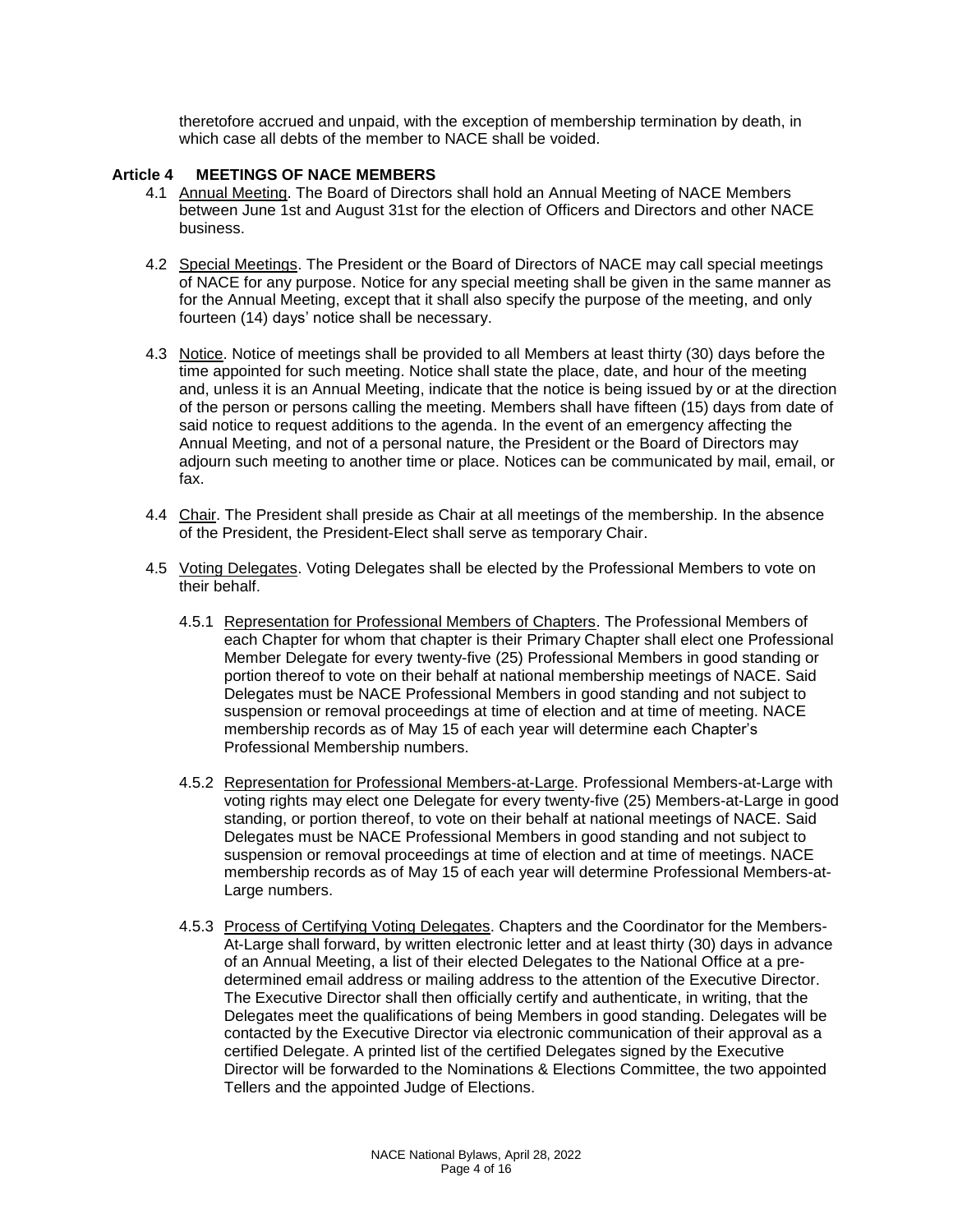theretofore accrued and unpaid, with the exception of membership termination by death, in which case all debts of the member to NACE shall be voided.

## Article 4 MEETINGS OF NACE MEMBERS

4.1 Annual Meeting. The Board of Directors shall hold an Annual Meeting of NACE Members between June 1st and August 31st for the election of Officers and Directors and other NACE business.

4.2 Special Meetings. The President or the Board of Directors of NACE may call special meetings of NACE for any purpose. Notice for any special meeting shall be given in the same manner as for the Annual Meeting, except that it shall also specify the purpose of the meeting, and only fourteen (14) days' notice shall be necessary.

4.3 Notice. Notice of meetings shall be provided to all Members at least thirty (30) days before the time appointed for such meeting. Notice shall state the place, date, and hour of the meeting and, unless it is an Annual Meeting, indicate that the notice is being issued by or at the direction of the person or persons calling the meeting. Members shall have fifteen (15) days from date of said notice to request additions to the agenda. In the event of an emergency affecting the Annual Meeting, and not of a personal nature, the President or the Board of Directors may adjourn such meeting to another time or place. Notices can be communicated by mail, email, or fax.

4.4 Chair. The President shall preside as Chair at all meetings of the membership. In the absence of the President, the President-Elect shall serve as temporary Chair.

4.5 Voting Delegates. Voting Delegates shall be elected by the Professional Members to vote on their behalf.

4.5.1 Representation for Professional Members of Chapters. The Professional Members of each Chapter for whom that chapter is their Primary Chapter shall elect one Professional Member Delegate for every twenty-five (25) Professional Members in good standing or portion thereof to vote on their behalf at national membership meetings of NACE. Said Delegates must be NACE Professional Members in good standing and not subject to suspension or removal proceedings at time of election and at time of meeting. NACE membership records as of May 15 of each year will determine each Chapter's Professional Membership numbers.

4.5.2 Representation for Professional Members-at-Large. Professional Members-at-Large with voting rights may elect one Delegate for every twenty-five (25) Members-at-Large in good standing, or portion thereof, to vote on their behalf at national meetings of NACE. Said Delegates must be NACE Professional Members in good standing and not subject to suspension or removal proceedings at time of election and at time of meetings. NACE membership records as of May 15 of each year will determine Professional Members-at-Large numbers.

4.5.3 Process of Certifying Voting Delegates. Chapters and the Coordinator for the Members-At-Large shall forward, by written electronic letter and at least thirty (30) days in advance of an Annual Meeting, a list of their elected Delegates to the National Office at a pre-determined email address or mailing address to the attention of the Executive Director. The Executive Director shall then officially certify and authenticate, in writing, that the Delegates meet the qualifications of being Members in good standing. Delegates will be contacted by the Executive Director via electronic communication of their approval as a certified Delegate. A printed list of the certified Delegates signed by the Executive Director will be forwarded to the Nominations & Elections Committee, the two appointed Tellers and the appointed Judge of Elections.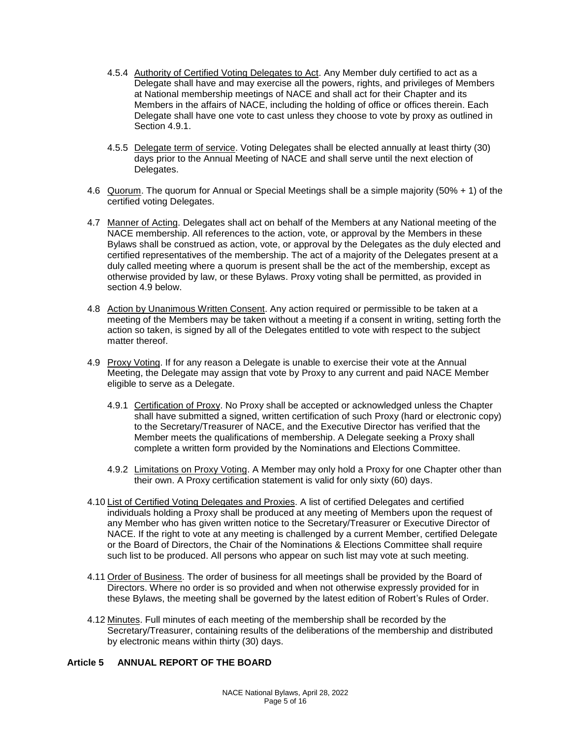4.5.4 Authority of Certified Voting Delegates to Act. Any Member duly certified to act as a Delegate shall have and may exercise all the powers, rights, and privileges of Members at National membership meetings of NACE and shall act for their Chapter and its Members in the affairs of NACE, including the holding of office or offices therein. Each Delegate shall have one vote to cast unless they choose to vote by proxy as outlined in Section 4.9.1.

4.5.5 Delegate term of service. Voting Delegates shall be elected annually at least thirty (30) days prior to the Annual Meeting of NACE and shall serve until the next election of Delegates.

4.6 Quorum. The quorum for Annual or Special Meetings shall be a simple majority (50% + 1) of the certified voting Delegates.

4.7 Manner of Acting. Delegates shall act on behalf of the Members at any National meeting of the NACE membership. All references to the action, vote, or approval by the Members in these Bylaws shall be construed as action, vote, or approval by the Delegates as the duly elected and certified representatives of the membership. The act of a majority of the Delegates present at a duly called meeting where a quorum is present shall be the act of the membership, except as otherwise provided by law, or these Bylaws. Proxy voting shall be permitted, as provided in section 4.9 below.

4.8 Action by Unanimous Written Consent. Any action required or permissible to be taken at a meeting of the Members may be taken without a meeting if a consent in writing, setting forth the action so taken, is signed by all of the Delegates entitled to vote with respect to the subject matter thereof.

4.9 Proxy Voting. If for any reason a Delegate is unable to exercise their vote at the Annual Meeting, the Delegate may assign that vote by Proxy to any current and paid NACE Member eligible to serve as a Delegate.

4.9.1 Certification of Proxy. No Proxy shall be accepted or acknowledged unless the Chapter shall have submitted a signed, written certification of such Proxy (hard or electronic copy) to the Secretary/Treasurer of NACE, and the Executive Director has verified that the Member meets the qualifications of membership. A Delegate seeking a Proxy shall complete a written form provided by the Nominations and Elections Committee.

4.9.2 Limitations on Proxy Voting. A Member may only hold a Proxy for one Chapter other than their own. A Proxy certification statement is valid for only sixty (60) days.

4.10 List of Certified Voting Delegates and Proxies. A list of certified Delegates and certified individuals holding a Proxy shall be produced at any meeting of Members upon the request of any Member who has given written notice to the Secretary/Treasurer or Executive Director of NACE. If the right to vote at any meeting is challenged by a current Member, certified Delegate or the Board of Directors, the Chair of the Nominations & Elections Committee shall require such list to be produced. All persons who appear on such list may vote at such meeting.

4.11 Order of Business. The order of business for all meetings shall be provided by the Board of Directors. Where no order is so provided and when not otherwise expressly provided for in these Bylaws, the meeting shall be governed by the latest edition of Robert's Rules of Order.

4.12 Minutes. Full minutes of each meeting of the membership shall be recorded by the Secretary/Treasurer, containing results of the deliberations of the membership and distributed by electronic means within thirty (30) days.

## Article 5 ANNUAL REPORT OF THE BOARD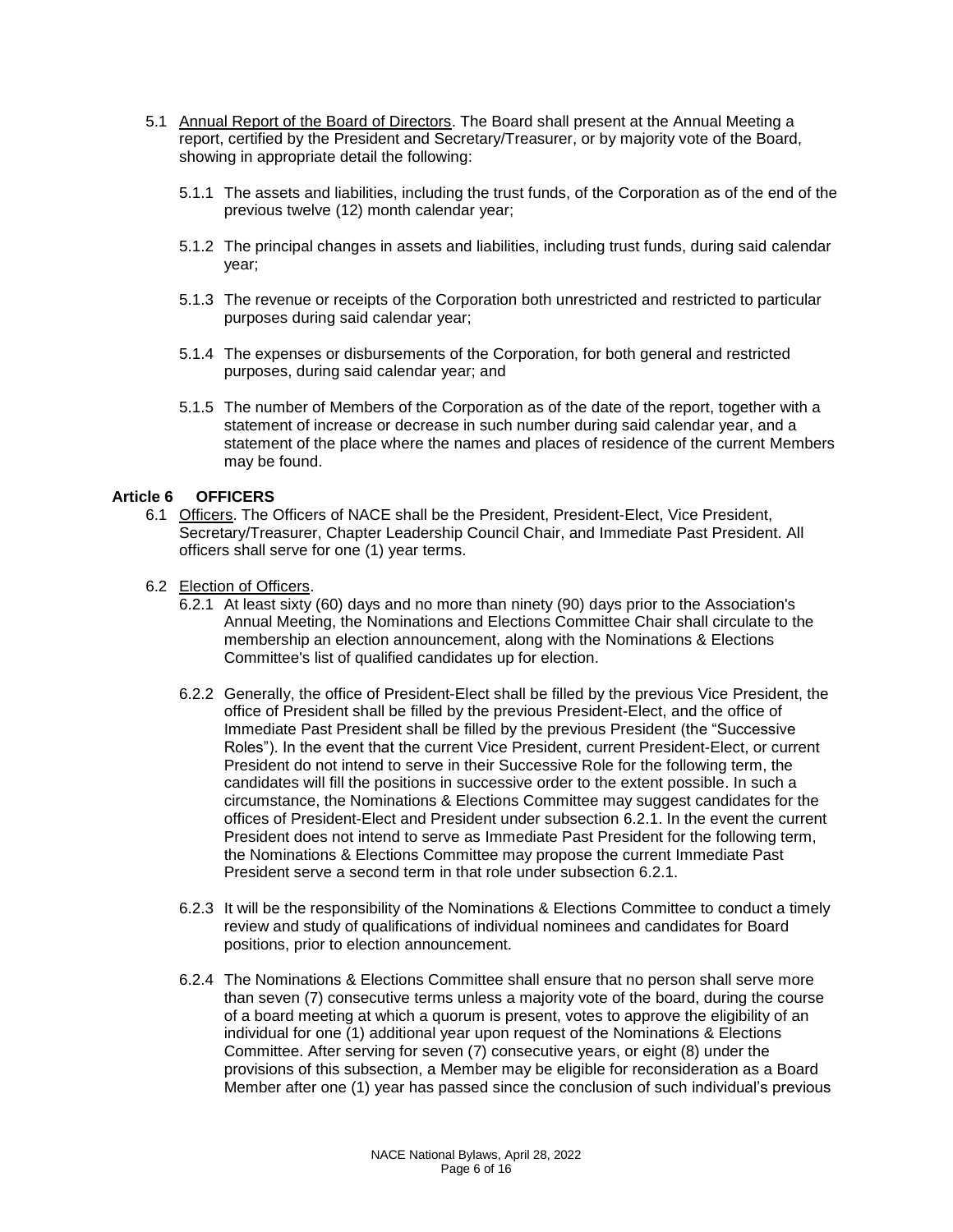5.1 Annual Report of the Board of Directors. The Board shall present at the Annual Meeting a report, certified by the President and Secretary/Treasurer, or by majority vote of the Board, showing in appropriate detail the following:

5.1.1 The assets and liabilities, including the trust funds, of the Corporation as of the end of the previous twelve (12) month calendar year;

5.1.2 The principal changes in assets and liabilities, including trust funds, during said calendar year;

5.1.3 The revenue or receipts of the Corporation both unrestricted and restricted to particular purposes during said calendar year;

5.1.4 The expenses or disbursements of the Corporation, for both general and restricted purposes, during said calendar year; and

5.1.5 The number of Members of the Corporation as of the date of the report, together with a statement of increase or decrease in such number during said calendar year, and a statement of the place where the names and places of residence of the current Members may be found.

## Article 6 OFFICERS

6.1 Officers. The Officers of NACE shall be the President, President-Elect, Vice President, Secretary/Treasurer, Chapter Leadership Council Chair, and Immediate Past President. All officers shall serve for one (1) year terms.

6.2 Election of Officers.

6.2.1 At least sixty (60) days and no more than ninety (90) days prior to the Association's Annual Meeting, the Nominations and Elections Committee Chair shall circulate to the membership an election announcement, along with the Nominations & Elections Committee's list of qualified candidates up for election.

6.2.2 Generally, the office of President-Elect shall be filled by the previous Vice President, the office of President shall be filled by the previous President-Elect, and the office of Immediate Past President shall be filled by the previous President (the "Successive Roles"). In the event that the current Vice President, current President-Elect, or current President do not intend to serve in their Successive Role for the following term, the candidates will fill the positions in successive order to the extent possible. In such a circumstance, the Nominations & Elections Committee may suggest candidates for the offices of President-Elect and President under subsection 6.2.1. In the event the current President does not intend to serve as Immediate Past President for the following term, the Nominations & Elections Committee may propose the current Immediate Past President serve a second term in that role under subsection 6.2.1.

6.2.3 It will be the responsibility of the Nominations & Elections Committee to conduct a timely review and study of qualifications of individual nominees and candidates for Board positions, prior to election announcement.

6.2.4 The Nominations & Elections Committee shall ensure that no person shall serve more than seven (7) consecutive terms unless a majority vote of the board, during the course of a board meeting at which a quorum is present, votes to approve the eligibility of an individual for one (1) additional year upon request of the Nominations & Elections Committee. After serving for seven (7) consecutive years, or eight (8) under the provisions of this subsection, a Member may be eligible for reconsideration as a Board Member after one (1) year has passed since the conclusion of such individual's previous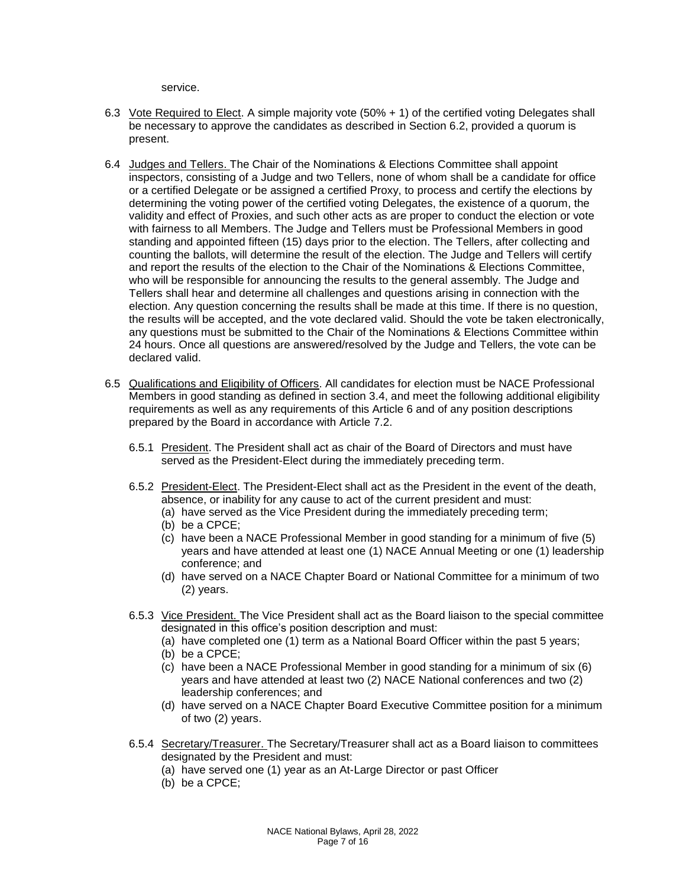service.

6.3 Vote Required to Elect. A simple majority vote (50% + 1) of the certified voting Delegates shall be necessary to approve the candidates as described in Section 6.2, provided a quorum is present.

6.4 Judges and Tellers. The Chair of the Nominations & Elections Committee shall appoint inspectors, consisting of a Judge and two Tellers, none of whom shall be a candidate for office or a certified Delegate or be assigned a certified Proxy, to process and certify the elections by determining the voting power of the certified voting Delegates, the existence of a quorum, the validity and effect of Proxies, and such other acts as are proper to conduct the election or vote with fairness to all Members. The Judge and Tellers must be Professional Members in good standing and appointed fifteen (15) days prior to the election. The Tellers, after collecting and counting the ballots, will determine the result of the election. The Judge and Tellers will certify and report the results of the election to the Chair of the Nominations & Elections Committee, who will be responsible for announcing the results to the general assembly. The Judge and Tellers shall hear and determine all challenges and questions arising in connection with the election. Any question concerning the results shall be made at this time. If there is no question, the results will be accepted, and the vote declared valid. Should the vote be taken electronically, any questions must be submitted to the Chair of the Nominations & Elections Committee within 24 hours. Once all questions are answered/resolved by the Judge and Tellers, the vote can be declared valid.

6.5 Qualifications and Eligibility of Officers. All candidates for election must be NACE Professional Members in good standing as defined in section 3.4, and meet the following additional eligibility requirements as well as any requirements of this Article 6 and of any position descriptions prepared by the Board in accordance with Article 7.2.

6.5.1 President. The President shall act as chair of the Board of Directors and must have served as the President-Elect during the immediately preceding term.

6.5.2 President-Elect. The President-Elect shall act as the President in the event of the death, absence, or inability for any cause to act of the current president and must:
- (a) have served as the Vice President during the immediately preceding term;
- (b) be a CPCE;
- (c) have been a NACE Professional Member in good standing for a minimum of five (5) years and have attended at least one (1) NACE Annual Meeting or one (1) leadership conference; and
- (d) have served on a NACE Chapter Board or National Committee for a minimum of two (2) years.

6.5.3 Vice President. The Vice President shall act as the Board liaison to the special committee designated in this office's position description and must:
- (a) have completed one (1) term as a National Board Officer within the past 5 years;
- (b) be a CPCE;
- (c) have been a NACE Professional Member in good standing for a minimum of six (6) years and have attended at least two (2) NACE National conferences and two (2) leadership conferences; and
- (d) have served on a NACE Chapter Board Executive Committee position for a minimum of two (2) years.

6.5.4 Secretary/Treasurer. The Secretary/Treasurer shall act as a Board liaison to committees designated by the President and must:
- (a) have served one (1) year as an At-Large Director or past Officer
- (b) be a CPCE;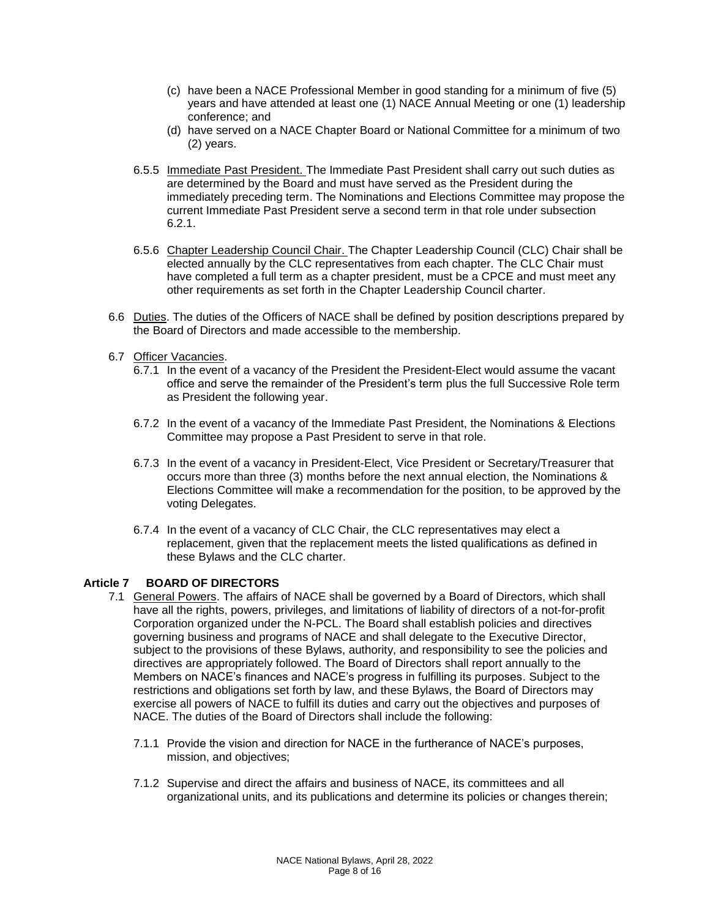(c) have been a NACE Professional Member in good standing for a minimum of five (5) years and have attended at least one (1) NACE Annual Meeting or one (1) leadership conference; and

(d) have served on a NACE Chapter Board or National Committee for a minimum of two (2) years.

6.5.5 Immediate Past President. The Immediate Past President shall carry out such duties as are determined by the Board and must have served as the President during the immediately preceding term. The Nominations and Elections Committee may propose the current Immediate Past President serve a second term in that role under subsection 6.2.1.

6.5.6 Chapter Leadership Council Chair. The Chapter Leadership Council (CLC) Chair shall be elected annually by the CLC representatives from each chapter. The CLC Chair must have completed a full term as a chapter president, must be a CPCE and must meet any other requirements as set forth in the Chapter Leadership Council charter.

6.6 Duties. The duties of the Officers of NACE shall be defined by position descriptions prepared by the Board of Directors and made accessible to the membership.

6.7 Officer Vacancies.

6.7.1 In the event of a vacancy of the President the President-Elect would assume the vacant office and serve the remainder of the President's term plus the full Successive Role term as President the following year.

6.7.2 In the event of a vacancy of the Immediate Past President, the Nominations & Elections Committee may propose a Past President to serve in that role.

6.7.3 In the event of a vacancy in President-Elect, Vice President or Secretary/Treasurer that occurs more than three (3) months before the next annual election, the Nominations & Elections Committee will make a recommendation for the position, to be approved by the voting Delegates.

6.7.4 In the event of a vacancy of CLC Chair, the CLC representatives may elect a replacement, given that the replacement meets the listed qualifications as defined in these Bylaws and the CLC charter.

## Article 7 BOARD OF DIRECTORS

7.1 General Powers. The affairs of NACE shall be governed by a Board of Directors, which shall have all the rights, powers, privileges, and limitations of liability of directors of a not-for-profit Corporation organized under the N-PCL. The Board shall establish policies and directives governing business and programs of NACE and shall delegate to the Executive Director, subject to the provisions of these Bylaws, authority, and responsibility to see the policies and directives are appropriately followed. The Board of Directors shall report annually to the Members on NACE's finances and NACE's progress in fulfilling its purposes. Subject to the restrictions and obligations set forth by law, and these Bylaws, the Board of Directors may exercise all powers of NACE to fulfill its duties and carry out the objectives and purposes of NACE. The duties of the Board of Directors shall include the following:

7.1.1 Provide the vision and direction for NACE in the furtherance of NACE's purposes, mission, and objectives;

7.1.2 Supervise and direct the affairs and business of NACE, its committees and all organizational units, and its publications and determine its policies or changes therein;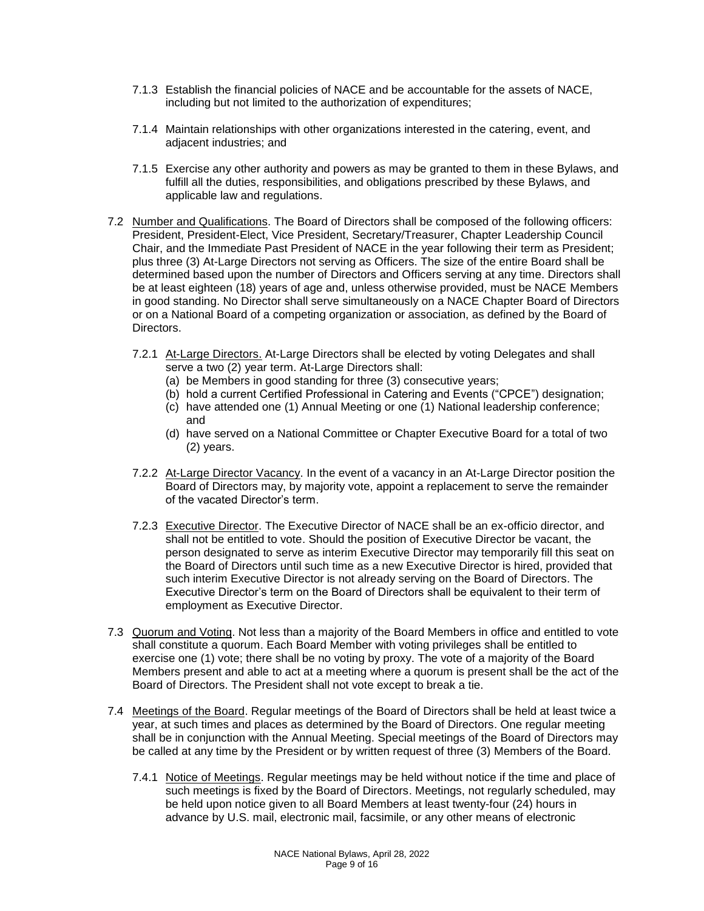7.1.3 Establish the financial policies of NACE and be accountable for the assets of NACE, including but not limited to the authorization of expenditures;

7.1.4 Maintain relationships with other organizations interested in the catering, event, and adjacent industries; and

7.1.5 Exercise any other authority and powers as may be granted to them in these Bylaws, and fulfill all the duties, responsibilities, and obligations prescribed by these Bylaws, and applicable law and regulations.

7.2 Number and Qualifications. The Board of Directors shall be composed of the following officers: President, President-Elect, Vice President, Secretary/Treasurer, Chapter Leadership Council Chair, and the Immediate Past President of NACE in the year following their term as President; plus three (3) At-Large Directors not serving as Officers. The size of the entire Board shall be determined based upon the number of Directors and Officers serving at any time. Directors shall be at least eighteen (18) years of age and, unless otherwise provided, must be NACE Members in good standing. No Director shall serve simultaneously on a NACE Chapter Board of Directors or on a National Board of a competing organization or association, as defined by the Board of Directors.

7.2.1 At-Large Directors. At-Large Directors shall be elected by voting Delegates and shall serve a two (2) year term. At-Large Directors shall:

(a) be Members in good standing for three (3) consecutive years;
(b) hold a current Certified Professional in Catering and Events ("CPCE") designation;
(c) have attended one (1) Annual Meeting or one (1) National leadership conference; and
(d) have served on a National Committee or Chapter Executive Board for a total of two (2) years.

7.2.2 At-Large Director Vacancy. In the event of a vacancy in an At-Large Director position the Board of Directors may, by majority vote, appoint a replacement to serve the remainder of the vacated Director's term.

7.2.3 Executive Director. The Executive Director of NACE shall be an ex-officio director, and shall not be entitled to vote. Should the position of Executive Director be vacant, the person designated to serve as interim Executive Director may temporarily fill this seat on the Board of Directors until such time as a new Executive Director is hired, provided that such interim Executive Director is not already serving on the Board of Directors. The Executive Director's term on the Board of Directors shall be equivalent to their term of employment as Executive Director.

7.3 Quorum and Voting. Not less than a majority of the Board Members in office and entitled to vote shall constitute a quorum. Each Board Member with voting privileges shall be entitled to exercise one (1) vote; there shall be no voting by proxy. The vote of a majority of the Board Members present and able to act at a meeting where a quorum is present shall be the act of the Board of Directors. The President shall not vote except to break a tie.

7.4 Meetings of the Board. Regular meetings of the Board of Directors shall be held at least twice a year, at such times and places as determined by the Board of Directors. One regular meeting shall be in conjunction with the Annual Meeting. Special meetings of the Board of Directors may be called at any time by the President or by written request of three (3) Members of the Board.

7.4.1 Notice of Meetings. Regular meetings may be held without notice if the time and place of such meetings is fixed by the Board of Directors. Meetings, not regularly scheduled, may be held upon notice given to all Board Members at least twenty-four (24) hours in advance by U.S. mail, electronic mail, facsimile, or any other means of electronic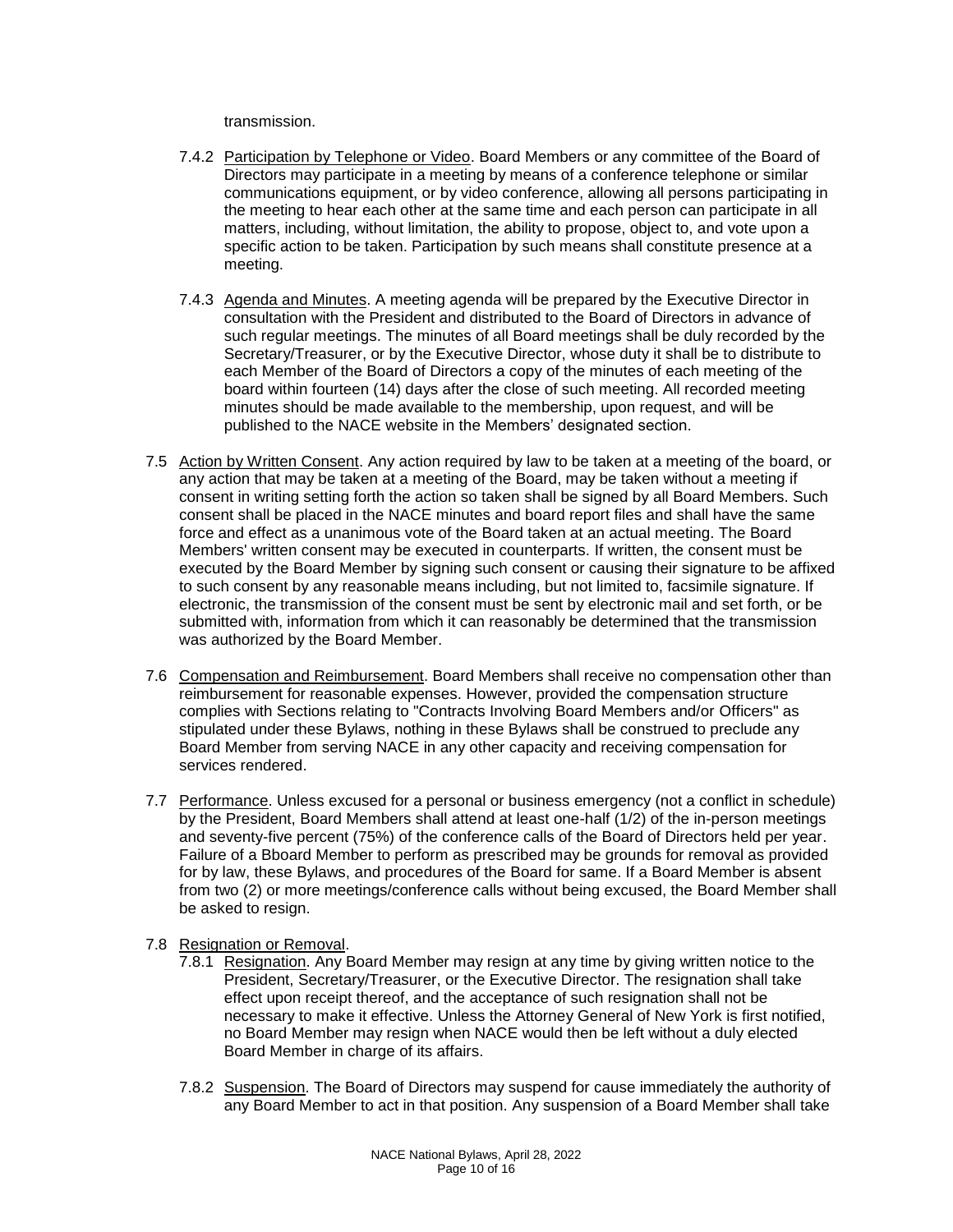transmission.

7.4.2 Participation by Telephone or Video. Board Members or any committee of the Board of Directors may participate in a meeting by means of a conference telephone or similar communications equipment, or by video conference, allowing all persons participating in the meeting to hear each other at the same time and each person can participate in all matters, including, without limitation, the ability to propose, object to, and vote upon a specific action to be taken. Participation by such means shall constitute presence at a meeting.

7.4.3 Agenda and Minutes. A meeting agenda will be prepared by the Executive Director in consultation with the President and distributed to the Board of Directors in advance of such regular meetings. The minutes of all Board meetings shall be duly recorded by the Secretary/Treasurer, or by the Executive Director, whose duty it shall be to distribute to each Member of the Board of Directors a copy of the minutes of each meeting of the board within fourteen (14) days after the close of such meeting. All recorded meeting minutes should be made available to the membership, upon request, and will be published to the NACE website in the Members' designated section.

7.5 Action by Written Consent. Any action required by law to be taken at a meeting of the board, or any action that may be taken at a meeting of the Board, may be taken without a meeting if consent in writing setting forth the action so taken shall be signed by all Board Members. Such consent shall be placed in the NACE minutes and board report files and shall have the same force and effect as a unanimous vote of the Board taken at an actual meeting. The Board Members' written consent may be executed in counterparts. If written, the consent must be executed by the Board Member by signing such consent or causing their signature to be affixed to such consent by any reasonable means including, but not limited to, facsimile signature. If electronic, the transmission of the consent must be sent by electronic mail and set forth, or be submitted with, information from which it can reasonably be determined that the transmission was authorized by the Board Member.

7.6 Compensation and Reimbursement. Board Members shall receive no compensation other than reimbursement for reasonable expenses. However, provided the compensation structure complies with Sections relating to "Contracts Involving Board Members and/or Officers" as stipulated under these Bylaws, nothing in these Bylaws shall be construed to preclude any Board Member from serving NACE in any other capacity and receiving compensation for services rendered.

7.7 Performance. Unless excused for a personal or business emergency (not a conflict in schedule) by the President, Board Members shall attend at least one-half (1/2) of the in-person meetings and seventy-five percent (75%) of the conference calls of the Board of Directors held per year. Failure of a Bboard Member to perform as prescribed may be grounds for removal as provided for by law, these Bylaws, and procedures of the Board for same. If a Board Member is absent from two (2) or more meetings/conference calls without being excused, the Board Member shall be asked to resign.

7.8 Resignation or Removal.

7.8.1 Resignation. Any Board Member may resign at any time by giving written notice to the President, Secretary/Treasurer, or the Executive Director. The resignation shall take effect upon receipt thereof, and the acceptance of such resignation shall not be necessary to make it effective. Unless the Attorney General of New York is first notified, no Board Member may resign when NACE would then be left without a duly elected Board Member in charge of its affairs.

7.8.2 Suspension. The Board of Directors may suspend for cause immediately the authority of any Board Member to act in that position. Any suspension of a Board Member shall take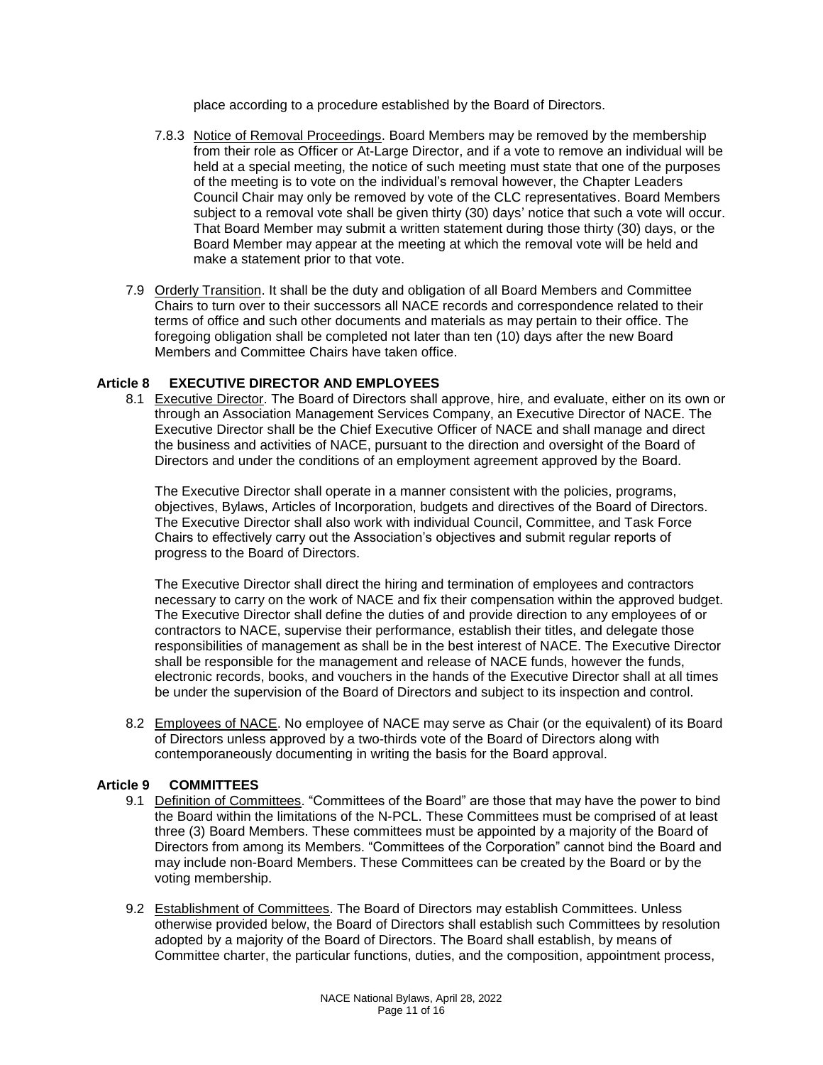place according to a procedure established by the Board of Directors.

7.8.3 Notice of Removal Proceedings. Board Members may be removed by the membership from their role as Officer or At-Large Director, and if a vote to remove an individual will be held at a special meeting, the notice of such meeting must state that one of the purposes of the meeting is to vote on the individual's removal however, the Chapter Leaders Council Chair may only be removed by vote of the CLC representatives. Board Members subject to a removal vote shall be given thirty (30) days' notice that such a vote will occur. That Board Member may submit a written statement during those thirty (30) days, or the Board Member may appear at the meeting at which the removal vote will be held and make a statement prior to that vote.

7.9 Orderly Transition. It shall be the duty and obligation of all Board Members and Committee Chairs to turn over to their successors all NACE records and correspondence related to their terms of office and such other documents and materials as may pertain to their office. The foregoing obligation shall be completed not later than ten (10) days after the new Board Members and Committee Chairs have taken office.

## Article 8 EXECUTIVE DIRECTOR AND EMPLOYEES

8.1 Executive Director. The Board of Directors shall approve, hire, and evaluate, either on its own or through an Association Management Services Company, an Executive Director of NACE. The Executive Director shall be the Chief Executive Officer of NACE and shall manage and direct the business and activities of NACE, pursuant to the direction and oversight of the Board of Directors and under the conditions of an employment agreement approved by the Board.

The Executive Director shall operate in a manner consistent with the policies, programs, objectives, Bylaws, Articles of Incorporation, budgets and directives of the Board of Directors. The Executive Director shall also work with individual Council, Committee, and Task Force Chairs to effectively carry out the Association's objectives and submit regular reports of progress to the Board of Directors.

The Executive Director shall direct the hiring and termination of employees and contractors necessary to carry on the work of NACE and fix their compensation within the approved budget. The Executive Director shall define the duties of and provide direction to any employees of or contractors to NACE, supervise their performance, establish their titles, and delegate those responsibilities of management as shall be in the best interest of NACE. The Executive Director shall be responsible for the management and release of NACE funds, however the funds, electronic records, books, and vouchers in the hands of the Executive Director shall at all times be under the supervision of the Board of Directors and subject to its inspection and control.

8.2 Employees of NACE. No employee of NACE may serve as Chair (or the equivalent) of its Board of Directors unless approved by a two-thirds vote of the Board of Directors along with contemporaneously documenting in writing the basis for the Board approval.

## Article 9 COMMITTEES

9.1 Definition of Committees. "Committees of the Board" are those that may have the power to bind the Board within the limitations of the N-PCL. These Committees must be comprised of at least three (3) Board Members. These committees must be appointed by a majority of the Board of Directors from among its Members. "Committees of the Corporation" cannot bind the Board and may include non-Board Members. These Committees can be created by the Board or by the voting membership.

9.2 Establishment of Committees. The Board of Directors may establish Committees. Unless otherwise provided below, the Board of Directors shall establish such Committees by resolution adopted by a majority of the Board of Directors. The Board shall establish, by means of Committee charter, the particular functions, duties, and the composition, appointment process,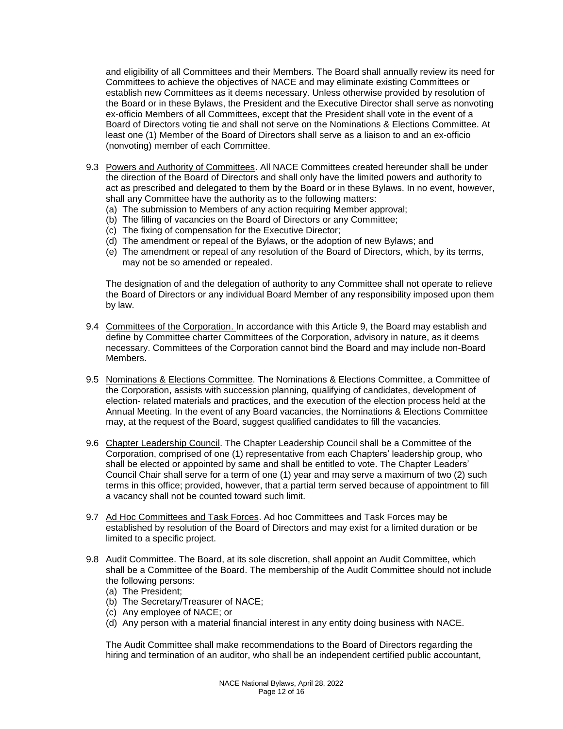and eligibility of all Committees and their Members. The Board shall annually review its need for Committees to achieve the objectives of NACE and may eliminate existing Committees or establish new Committees as it deems necessary. Unless otherwise provided by resolution of the Board or in these Bylaws, the President and the Executive Director shall serve as nonvoting ex-officio Members of all Committees, except that the President shall vote in the event of a Board of Directors voting tie and shall not serve on the Nominations & Elections Committee. At least one (1) Member of the Board of Directors shall serve as a liaison to and an ex-officio (nonvoting) member of each Committee.

9.3 Powers and Authority of Committees. All NACE Committees created hereunder shall be under the direction of the Board of Directors and shall only have the limited powers and authority to act as prescribed and delegated to them by the Board or in these Bylaws. In no event, however, shall any Committee have the authority as to the following matters:

(a) The submission to Members of any action requiring Member approval;
(b) The filling of vacancies on the Board of Directors or any Committee;
(c) The fixing of compensation for the Executive Director;
(d) The amendment or repeal of the Bylaws, or the adoption of new Bylaws; and
(e) The amendment or repeal of any resolution of the Board of Directors, which, by its terms, may not be so amended or repealed.

The designation of and the delegation of authority to any Committee shall not operate to relieve the Board of Directors or any individual Board Member of any responsibility imposed upon them by law.

9.4 Committees of the Corporation. In accordance with this Article 9, the Board may establish and define by Committee charter Committees of the Corporation, advisory in nature, as it deems necessary. Committees of the Corporation cannot bind the Board and may include non-Board Members.

9.5 Nominations & Elections Committee. The Nominations & Elections Committee, a Committee of the Corporation, assists with succession planning, qualifying of candidates, development of election- related materials and practices, and the execution of the election process held at the Annual Meeting. In the event of any Board vacancies, the Nominations & Elections Committee may, at the request of the Board, suggest qualified candidates to fill the vacancies.

9.6 Chapter Leadership Council. The Chapter Leadership Council shall be a Committee of the Corporation, comprised of one (1) representative from each Chapters' leadership group, who shall be elected or appointed by same and shall be entitled to vote. The Chapter Leaders' Council Chair shall serve for a term of one (1) year and may serve a maximum of two (2) such terms in this office; provided, however, that a partial term served because of appointment to fill a vacancy shall not be counted toward such limit.

9.7 Ad Hoc Committees and Task Forces. Ad hoc Committees and Task Forces may be established by resolution of the Board of Directors and may exist for a limited duration or be limited to a specific project.

9.8 Audit Committee. The Board, at its sole discretion, shall appoint an Audit Committee, which shall be a Committee of the Board. The membership of the Audit Committee should not include the following persons:

(a) The President;
(b) The Secretary/Treasurer of NACE;
(c) Any employee of NACE; or
(d) Any person with a material financial interest in any entity doing business with NACE.

The Audit Committee shall make recommendations to the Board of Directors regarding the hiring and termination of an auditor, who shall be an independent certified public accountant,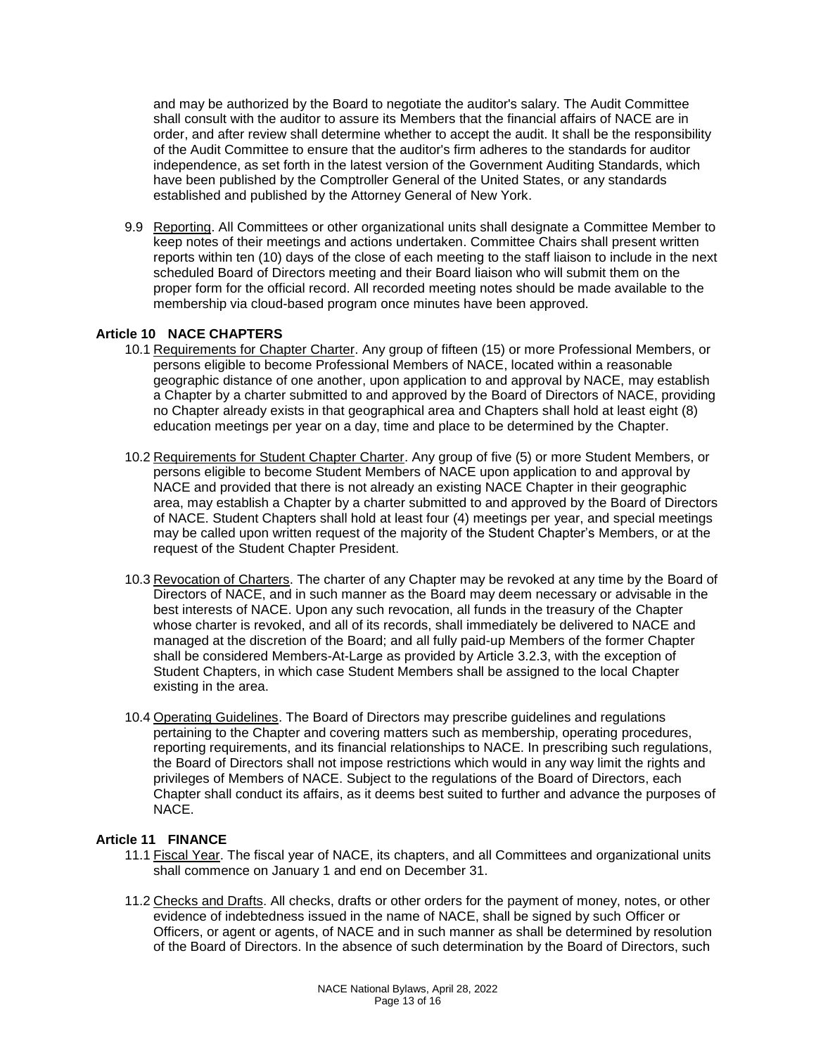and may be authorized by the Board to negotiate the auditor's salary. The Audit Committee shall consult with the auditor to assure its Members that the financial affairs of NACE are in order, and after review shall determine whether to accept the audit. It shall be the responsibility of the Audit Committee to ensure that the auditor's firm adheres to the standards for auditor independence, as set forth in the latest version of the Government Auditing Standards, which have been published by the Comptroller General of the United States, or any standards established and published by the Attorney General of New York.

9.9 Reporting. All Committees or other organizational units shall designate a Committee Member to keep notes of their meetings and actions undertaken. Committee Chairs shall present written reports within ten (10) days of the close of each meeting to the staff liaison to include in the next scheduled Board of Directors meeting and their Board liaison who will submit them on the proper form for the official record. All recorded meeting notes should be made available to the membership via cloud-based program once minutes have been approved.

## Article 10 NACE CHAPTERS

10.1 Requirements for Chapter Charter. Any group of fifteen (15) or more Professional Members, or persons eligible to become Professional Members of NACE, located within a reasonable geographic distance of one another, upon application to and approval by NACE, may establish a Chapter by a charter submitted to and approved by the Board of Directors of NACE, providing no Chapter already exists in that geographical area and Chapters shall hold at least eight (8) education meetings per year on a day, time and place to be determined by the Chapter.

10.2 Requirements for Student Chapter Charter. Any group of five (5) or more Student Members, or persons eligible to become Student Members of NACE upon application to and approval by NACE and provided that there is not already an existing NACE Chapter in their geographic area, may establish a Chapter by a charter submitted to and approved by the Board of Directors of NACE. Student Chapters shall hold at least four (4) meetings per year, and special meetings may be called upon written request of the majority of the Student Chapter's Members, or at the request of the Student Chapter President.

10.3 Revocation of Charters. The charter of any Chapter may be revoked at any time by the Board of Directors of NACE, and in such manner as the Board may deem necessary or advisable in the best interests of NACE. Upon any such revocation, all funds in the treasury of the Chapter whose charter is revoked, and all of its records, shall immediately be delivered to NACE and managed at the discretion of the Board; and all fully paid-up Members of the former Chapter shall be considered Members-At-Large as provided by Article 3.2.3, with the exception of Student Chapters, in which case Student Members shall be assigned to the local Chapter existing in the area.

10.4 Operating Guidelines. The Board of Directors may prescribe guidelines and regulations pertaining to the Chapter and covering matters such as membership, operating procedures, reporting requirements, and its financial relationships to NACE. In prescribing such regulations, the Board of Directors shall not impose restrictions which would in any way limit the rights and privileges of Members of NACE. Subject to the regulations of the Board of Directors, each Chapter shall conduct its affairs, as it deems best suited to further and advance the purposes of NACE.

## Article 11 FINANCE

11.1 Fiscal Year. The fiscal year of NACE, its chapters, and all Committees and organizational units shall commence on January 1 and end on December 31.

11.2 Checks and Drafts. All checks, drafts or other orders for the payment of money, notes, or other evidence of indebtedness issued in the name of NACE, shall be signed by such Officer or Officers, or agent or agents, of NACE and in such manner as shall be determined by resolution of the Board of Directors. In the absence of such determination by the Board of Directors, such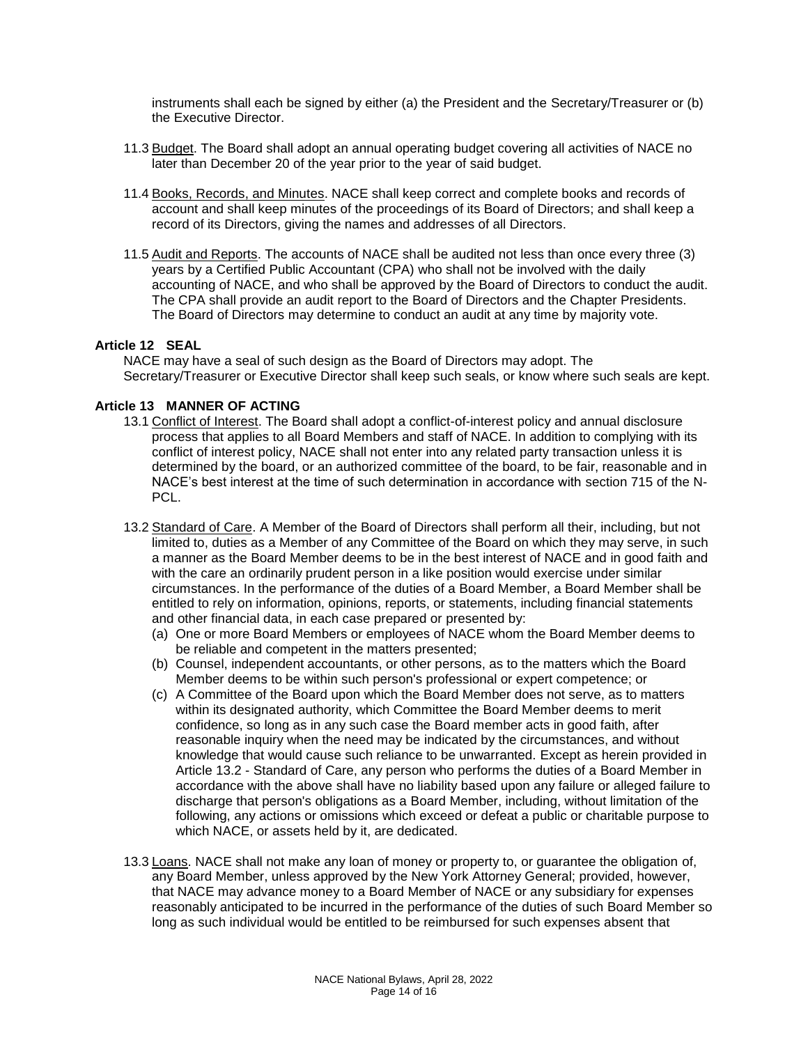instruments shall each be signed by either (a) the President and the Secretary/Treasurer or (b) the Executive Director.

11.3 Budget. The Board shall adopt an annual operating budget covering all activities of NACE no later than December 20 of the year prior to the year of said budget.

11.4 Books, Records, and Minutes. NACE shall keep correct and complete books and records of account and shall keep minutes of the proceedings of its Board of Directors; and shall keep a record of its Directors, giving the names and addresses of all Directors.

11.5 Audit and Reports. The accounts of NACE shall be audited not less than once every three (3) years by a Certified Public Accountant (CPA) who shall not be involved with the daily accounting of NACE, and who shall be approved by the Board of Directors to conduct the audit. The CPA shall provide an audit report to the Board of Directors and the Chapter Presidents. The Board of Directors may determine to conduct an audit at any time by majority vote.

## Article 12 SEAL

NACE may have a seal of such design as the Board of Directors may adopt. The Secretary/Treasurer or Executive Director shall keep such seals, or know where such seals are kept.

## Article 13 MANNER OF ACTING

13.1 Conflict of Interest. The Board shall adopt a conflict-of-interest policy and annual disclosure process that applies to all Board Members and staff of NACE. In addition to complying with its conflict of interest policy, NACE shall not enter into any related party transaction unless it is determined by the board, or an authorized committee of the board, to be fair, reasonable and in NACE's best interest at the time of such determination in accordance with section 715 of the N-PCL.

13.2 Standard of Care. A Member of the Board of Directors shall perform all their, including, but not limited to, duties as a Member of any Committee of the Board on which they may serve, in such a manner as the Board Member deems to be in the best interest of NACE and in good faith and with the care an ordinarily prudent person in a like position would exercise under similar circumstances. In the performance of the duties of a Board Member, a Board Member shall be entitled to rely on information, opinions, reports, or statements, including financial statements and other financial data, in each case prepared or presented by:

(a) One or more Board Members or employees of NACE whom the Board Member deems to be reliable and competent in the matters presented;

(b) Counsel, independent accountants, or other persons, as to the matters which the Board Member deems to be within such person's professional or expert competence; or

(c) A Committee of the Board upon which the Board Member does not serve, as to matters within its designated authority, which Committee the Board Member deems to merit confidence, so long as in any such case the Board member acts in good faith, after reasonable inquiry when the need may be indicated by the circumstances, and without knowledge that would cause such reliance to be unwarranted. Except as herein provided in Article 13.2 - Standard of Care, any person who performs the duties of a Board Member in accordance with the above shall have no liability based upon any failure or alleged failure to discharge that person's obligations as a Board Member, including, without limitation of the following, any actions or omissions which exceed or defeat a public or charitable purpose to which NACE, or assets held by it, are dedicated.

13.3 Loans. NACE shall not make any loan of money or property to, or guarantee the obligation of, any Board Member, unless approved by the New York Attorney General; provided, however, that NACE may advance money to a Board Member of NACE or any subsidiary for expenses reasonably anticipated to be incurred in the performance of the duties of such Board Member so long as such individual would be entitled to be reimbursed for such expenses absent that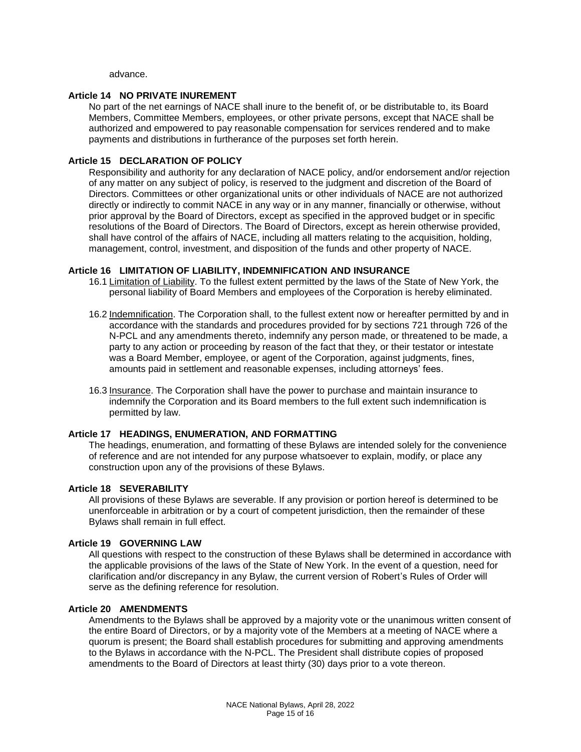advance.

### Article 14 NO PRIVATE INUREMENT

No part of the net earnings of NACE shall inure to the benefit of, or be distributable to, its Board Members, Committee Members, employees, or other private persons, except that NACE shall be authorized and empowered to pay reasonable compensation for services rendered and to make payments and distributions in furtherance of the purposes set forth herein.

### Article 15 DECLARATION OF POLICY

Responsibility and authority for any declaration of NACE policy, and/or endorsement and/or rejection of any matter on any subject of policy, is reserved to the judgment and discretion of the Board of Directors. Committees or other organizational units or other individuals of NACE are not authorized directly or indirectly to commit NACE in any way or in any manner, financially or otherwise, without prior approval by the Board of Directors, except as specified in the approved budget or in specific resolutions of the Board of Directors. The Board of Directors, except as herein otherwise provided, shall have control of the affairs of NACE, including all matters relating to the acquisition, holding, management, control, investment, and disposition of the funds and other property of NACE.

### Article 16 LIMITATION OF LIABILITY, INDEMNIFICATION AND INSURANCE

16.1 Limitation of Liability. To the fullest extent permitted by the laws of the State of New York, the personal liability of Board Members and employees of the Corporation is hereby eliminated.

16.2 Indemnification. The Corporation shall, to the fullest extent now or hereafter permitted by and in accordance with the standards and procedures provided for by sections 721 through 726 of the N-PCL and any amendments thereto, indemnify any person made, or threatened to be made, a party to any action or proceeding by reason of the fact that they, or their testator or intestate was a Board Member, employee, or agent of the Corporation, against judgments, fines, amounts paid in settlement and reasonable expenses, including attorneys' fees.

16.3 Insurance. The Corporation shall have the power to purchase and maintain insurance to indemnify the Corporation and its Board members to the full extent such indemnification is permitted by law.

### Article 17 HEADINGS, ENUMERATION, AND FORMATTING

The headings, enumeration, and formatting of these Bylaws are intended solely for the convenience of reference and are not intended for any purpose whatsoever to explain, modify, or place any construction upon any of the provisions of these Bylaws.

### Article 18 SEVERABILITY

All provisions of these Bylaws are severable. If any provision or portion hereof is determined to be unenforceable in arbitration or by a court of competent jurisdiction, then the remainder of these Bylaws shall remain in full effect.

### Article 19 GOVERNING LAW

All questions with respect to the construction of these Bylaws shall be determined in accordance with the applicable provisions of the laws of the State of New York. In the event of a question, need for clarification and/or discrepancy in any Bylaw, the current version of Robert's Rules of Order will serve as the defining reference for resolution.

### Article 20 AMENDMENTS

Amendments to the Bylaws shall be approved by a majority vote or the unanimous written consent of the entire Board of Directors, or by a majority vote of the Members at a meeting of NACE where a quorum is present; the Board shall establish procedures for submitting and approving amendments to the Bylaws in accordance with the N-PCL. The President shall distribute copies of proposed amendments to the Board of Directors at least thirty (30) days prior to a vote thereon.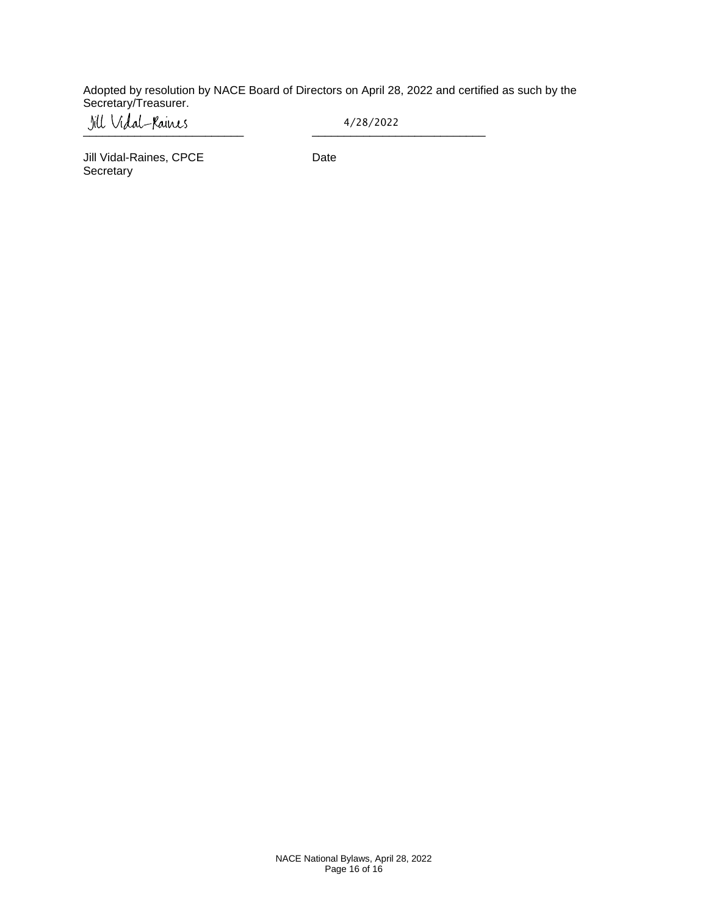Adopted by resolution by NACE Board of Directors on April 28, 2022 and certified as such by the Secretary/Treasurer.

Jill Vidal-Raines ______________________ 4/28/2022 ______________________

Jill Vidal-Raines, CPCE
Secretary

Date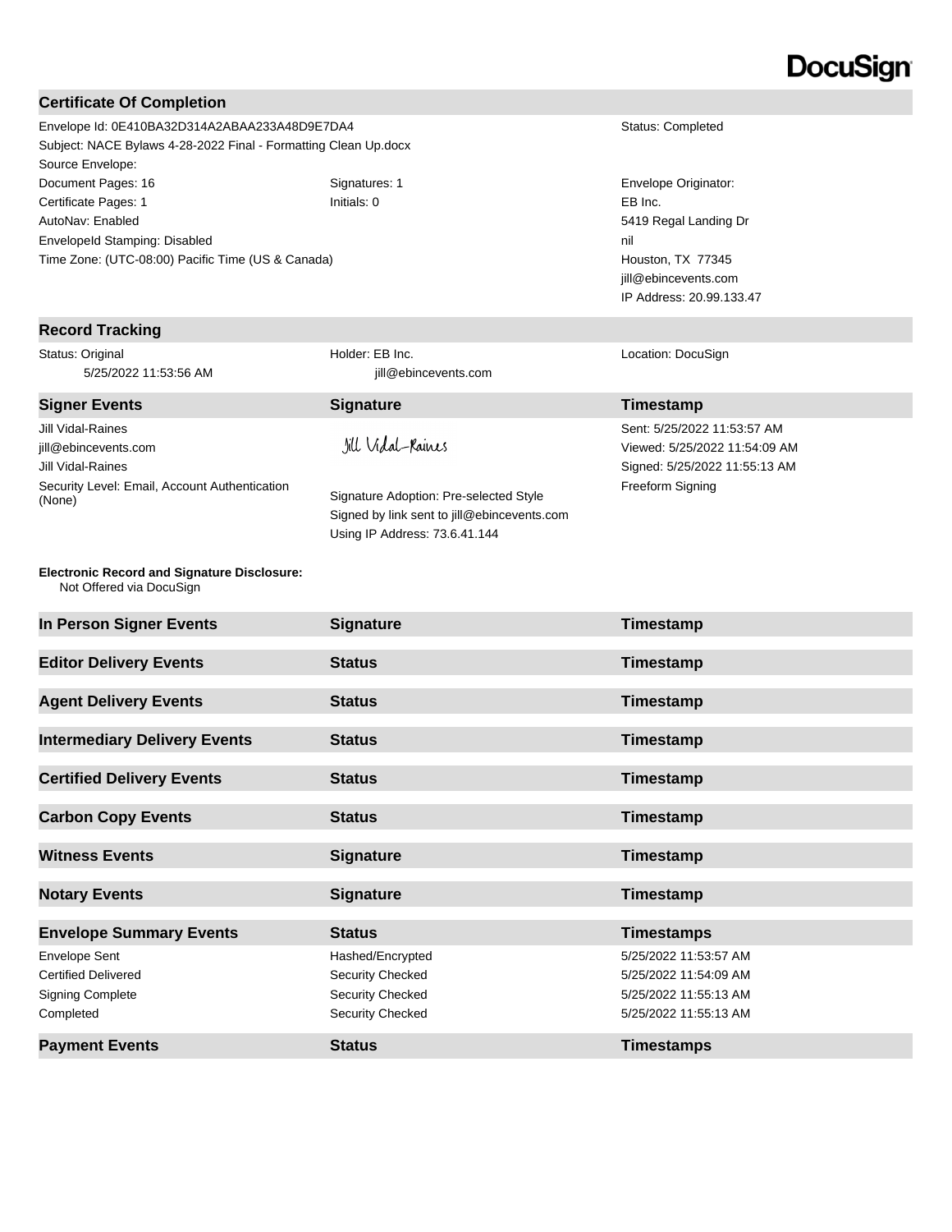DocuSign

## Certificate Of Completion

| | | |
|---|---|---|
| Envelope Id: 0E410BA32D314A2ABAA233A48D9E7DA4 | | Status: Completed |
| Subject: NACE Bylaws 4-28-2022 Final - Formatting Clean Up.docx | | |
| Source Envelope: | | |
| Document Pages: 16 | Signatures: 1 | Envelope Originator: |
| Certificate Pages: 1 | Initials: 0 | EB Inc. |
| AutoNav: Enabled | | 5419 Regal Landing Dr |
| EnvelopeId Stamping: Disabled | | nil |
| Time Zone: (UTC-08:00) Pacific Time (US & Canada) | | Houston, TX 77345 |
| | | jill@ebincevents.com |
| | | IP Address: 20.99.133.47 |

## Record Tracking

| | | |
|---|---|---|
| Status: Original<br>5/25/2022 11:53:56 AM | Holder: EB Inc.<br>jill@ebincevents.com | Location: DocuSign |

| Signer Events | Signature | Timestamp |
|---|---|---|
| Jill Vidal-Raines<br>jill@ebincevents.com<br>Jill Vidal-Raines<br>Security Level: Email, Account Authentication (None) | Jill Vidal-Raines<br><br>Signature Adoption: Pre-selected Style<br>Signed by link sent to jill@ebincevents.com<br>Using IP Address: 73.6.41.144 | Sent: 5/25/2022 11:53:57 AM<br>Viewed: 5/25/2022 11:54:09 AM<br>Signed: 5/25/2022 11:55:13 AM<br>Freeform Signing |

**Electronic Record and Signature Disclosure:**
Not Offered via DocuSign

| In Person Signer Events | Signature | Timestamp |
|---|---|---|

| Editor Delivery Events | Status | Timestamp |
|---|---|---|

| Agent Delivery Events | Status | Timestamp |
|---|---|---|

| Intermediary Delivery Events | Status | Timestamp |
|---|---|---|

| Certified Delivery Events | Status | Timestamp |
|---|---|---|

| Carbon Copy Events | Status | Timestamp |
|---|---|---|

| Witness Events | Signature | Timestamp |
|---|---|---|

| Notary Events | Signature | Timestamp |
|---|---|---|

| Envelope Summary Events | Status | Timestamps |
|---|---|---|
| Envelope Sent | Hashed/Encrypted | 5/25/2022 11:53:57 AM |
| Certified Delivered | Security Checked | 5/25/2022 11:54:09 AM |
| Signing Complete | Security Checked | 5/25/2022 11:55:13 AM |
| Completed | Security Checked | 5/25/2022 11:55:13 AM |

| Payment Events | Status | Timestamps |
|---|---|---|